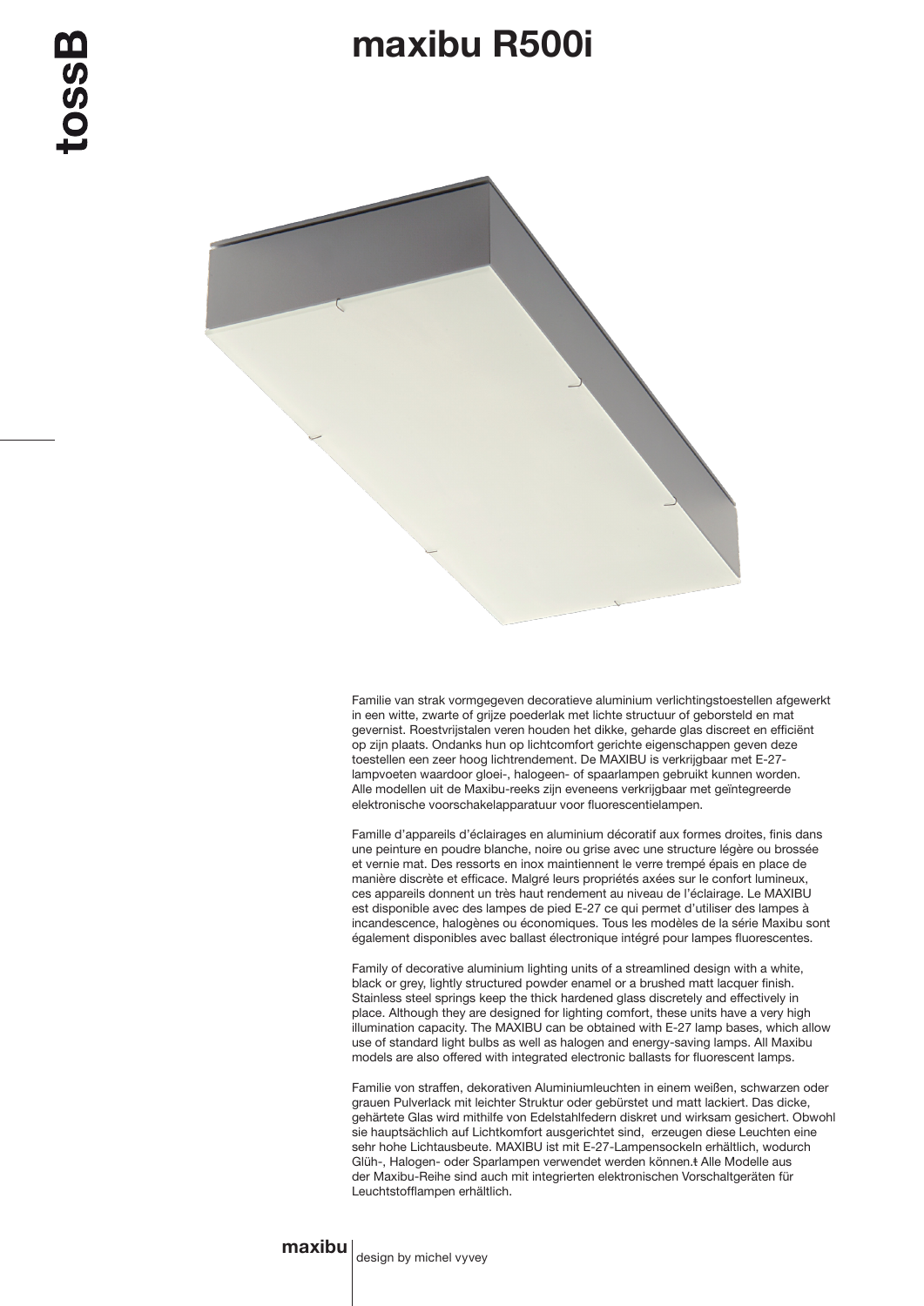# maxibu R500i

Familie van strak vormgegeven decoratieve aluminium verlichtingstoestellen afgewerkt in een witte, zwarte of grijze poederlak met lichte structuur of geborsteld en mat gevernist. Roestvrijstalen veren houden het dikke, geharde glas discreet en efficiënt op zijn plaats. Ondanks hun op lichtcomfort gerichte eigenschappen geven deze toestellen een zeer hoog lichtrendement. De MAXIBU is verkrijgbaar met E-27-lampvoeten waardoor gloei-, halogeen- of spaarlampen gebruikt kunnen worden. Alle modellen uit de Maxibu-reeks zijn eveneens verkrijgbaar met geïntegreerde elektronische voorschakelapparatuur voor fluorescentielampen.

Famille d'appareils d'éclairages en aluminium décoratif aux formes droites, finis dans une peinture en poudre blanche, noire ou grise avec une structure légère ou brossée et vernie mat. Des ressorts en inox maintiennent le verre trempé épais en place de manière discrète et efficace. Malgré leurs propriétés axées sur le confort lumineux, ces appareils donnent un très haut rendement au niveau de l'éclairage. Le MAXIBU est disponible avec des lampes de pied E-27 ce qui permet d'utiliser des lampes à incandescence, halogènes ou économiques. Tous les modèles de la série Maxibu sont également disponibles avec ballast électronique intégré pour lampes fluorescentes.

Family of decorative aluminium lighting units of a streamlined design with a white, black or grey, lightly structured powder enamel or a brushed matt lacquer finish. Stainless steel springs keep the thick hardened glass discretely and effectively in place. Although they are designed for lighting comfort, these units have a very high illumination capacity. The MAXIBU can be obtained with E-27 lamp bases, which allow use of standard light bulbs as well as halogen and energy-saving lamps. All Maxibu models are also offered with integrated electronic ballasts for fluorescent lamps.

Familie von straffen, dekorativen Aluminiumleuchten in einem weißen, schwarzen oder grauen Pulverlack mit leichter Struktur oder gebürstet und matt lackiert. Das dicke, gehärtete Glas wird mithilfe von Edelstahlfedern diskret und wirksam gesichert. Obwohl sie hauptsächlich auf Lichtkomfort ausgerichtet sind, erzeugen diese Leuchten eine sehr hohe Lichtausbeute. MAXIBU ist mit E-27-Lampensockeln erhältlich, wodurch Glüh-, Halogen- oder Sparlampen verwendet werden können.ŧ Alle Modelle aus der Maxibu-Reihe sind auch mit integrierten elektronischen Vorschaltgeräten für Leuchtstofflampen erhältlich.

**maxibu** | design by michel vyvey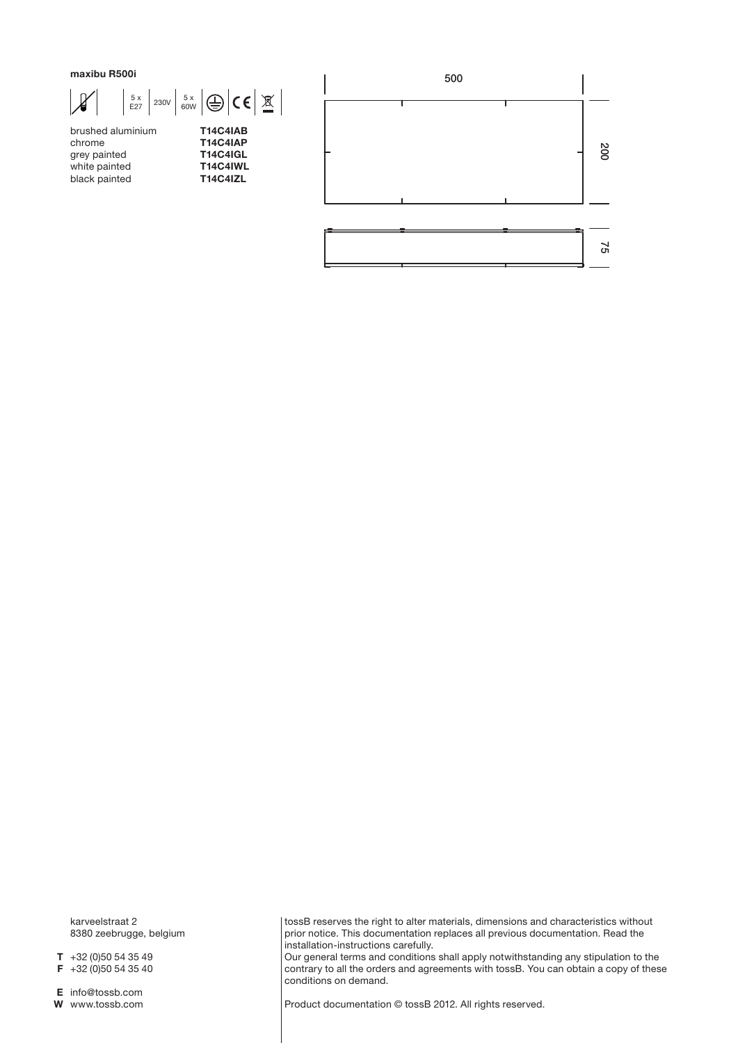**maxibu R500i**

5 x E27 | 230V | 5 x 60W

| | |
|---|---|
| brushed aluminium | **T14C4IAB** |
| chrome | **T14C4IAP** |
| grey painted | **T14C4IGL** |
| white painted | **T14C4IWL** |
| black painted | **T14C4IZL** |

500

200

75

karveelstraat 2
8380 zeebrugge, belgium

**T** +32 (0)50 54 35 49
**F** +32 (0)50 54 35 40

**E** info@tossb.com
**W** www.tossb.com

tossB reserves the right to alter materials, dimensions and characteristics without prior notice. This documentation replaces all previous documentation. Read the installation-instructions carefully.
Our general terms and conditions shall apply notwithstanding any stipulation to the contrary to all the orders and agreements with tossB. You can obtain a copy of these conditions on demand.

Product documentation © tossB 2012. All rights reserved.